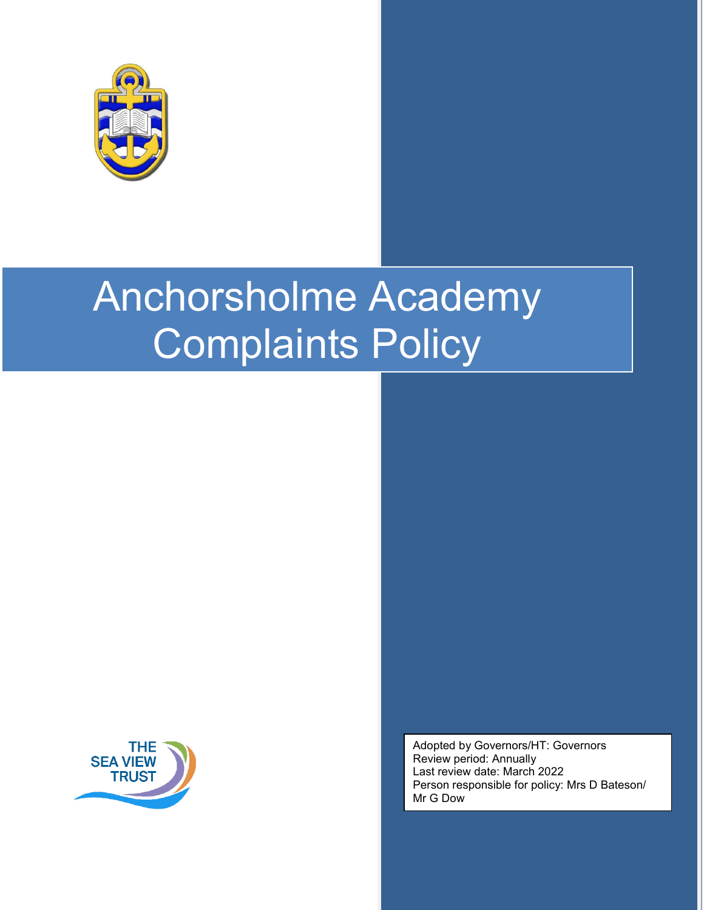# Anchorsholme Academy Complaints Policy

THE SEA VIEW TRUST

Adopted by Governors/HT: Governors
Review period: Annually
Last review date: March 2022
Person responsible for policy: Mrs D Bateson/ Mr G Dow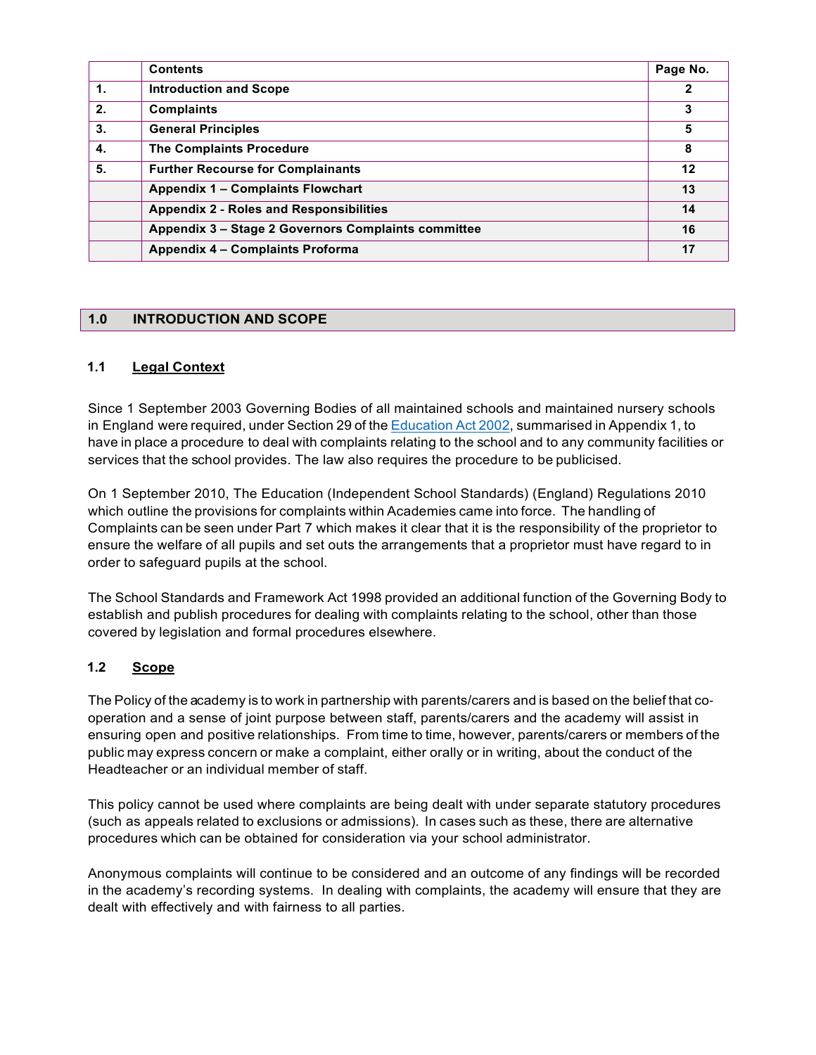| | Contents | Page No. |
|---|---|---|
| 1. | Introduction and Scope | 2 |
| 2. | Complaints | 3 |
| 3. | General Principles | 5 |
| 4. | The Complaints Procedure | 8 |
| 5. | Further Recourse for Complainants | 12 |
| | Appendix 1 – Complaints Flowchart | 13 |
| | Appendix 2 - Roles and Responsibilities | 14 |
| | Appendix 3 – Stage 2 Governors Complaints committee | 16 |
| | Appendix 4 – Complaints Proforma | 17 |

## 1.0 INTRODUCTION AND SCOPE

### 1.1 Legal Context

Since 1 September 2003 Governing Bodies of all maintained schools and maintained nursery schools in England were required, under Section 29 of the Education Act 2002, summarised in Appendix 1, to have in place a procedure to deal with complaints relating to the school and to any community facilities or services that the school provides. The law also requires the procedure to be publicised.

On 1 September 2010, The Education (Independent School Standards) (England) Regulations 2010 which outline the provisions for complaints within Academies came into force. The handling of Complaints can be seen under Part 7 which makes it clear that it is the responsibility of the proprietor to ensure the welfare of all pupils and set outs the arrangements that a proprietor must have regard to in order to safeguard pupils at the school.

The School Standards and Framework Act 1998 provided an additional function of the Governing Body to establish and publish procedures for dealing with complaints relating to the school, other than those covered by legislation and formal procedures elsewhere.

### 1.2 Scope

The Policy of the academy is to work in partnership with parents/carers and is based on the belief that co-operation and a sense of joint purpose between staff, parents/carers and the academy will assist in ensuring open and positive relationships. From time to time, however, parents/carers or members of the public may express concern or make a complaint, either orally or in writing, about the conduct of the Headteacher or an individual member of staff.

This policy cannot be used where complaints are being dealt with under separate statutory procedures (such as appeals related to exclusions or admissions). In cases such as these, there are alternative procedures which can be obtained for consideration via your school administrator.

Anonymous complaints will continue to be considered and an outcome of any findings will be recorded in the academy's recording systems. In dealing with complaints, the academy will ensure that they are dealt with effectively and with fairness to all parties.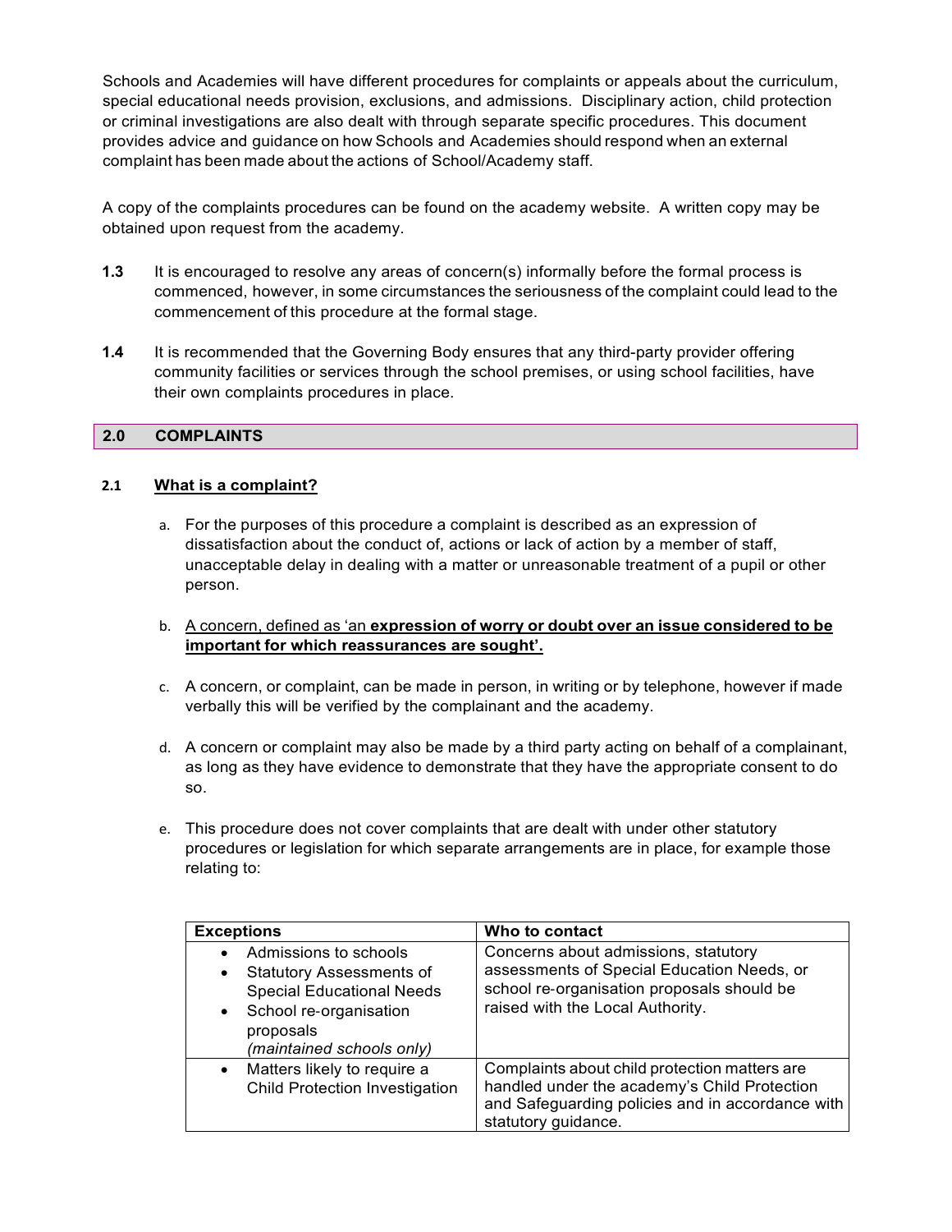Schools and Academies will have different procedures for complaints or appeals about the curriculum, special educational needs provision, exclusions, and admissions. Disciplinary action, child protection or criminal investigations are also dealt with through separate specific procedures. This document provides advice and guidance on how Schools and Academies should respond when an external complaint has been made about the actions of School/Academy staff.

A copy of the complaints procedures can be found on the academy website. A written copy may be obtained upon request from the academy.

**1.3** It is encouraged to resolve any areas of concern(s) informally before the formal process is commenced, however, in some circumstances the seriousness of the complaint could lead to the commencement of this procedure at the formal stage.

**1.4** It is recommended that the Governing Body ensures that any third-party provider offering community facilities or services through the school premises, or using school facilities, have their own complaints procedures in place.

## 2.0 COMPLAINTS

### 2.1 <u>What is a complaint?</u>

a. For the purposes of this procedure a complaint is described as an expression of dissatisfaction about the conduct of, actions or lack of action by a member of staff, unacceptable delay in dealing with a matter or unreasonable treatment of a pupil or other person.

b. <u>A concern, defined as 'an **expression of worry or doubt over an issue considered to be important for which reassurances are sought'.**</u>

c. A concern, or complaint, can be made in person, in writing or by telephone, however if made verbally this will be verified by the complainant and the academy.

d. A concern or complaint may also be made by a third party acting on behalf of a complainant, as long as they have evidence to demonstrate that they have the appropriate consent to do so.

e. This procedure does not cover complaints that are dealt with under other statutory procedures or legislation for which separate arrangements are in place, for example those relating to:

| **Exceptions** | **Who to contact** |
|---|---|
| • Admissions to schools<br>• Statutory Assessments of Special Educational Needs<br>• School re-organisation proposals *(maintained schools only)* | Concerns about admissions, statutory assessments of Special Education Needs, or school re-organisation proposals should be raised with the Local Authority. |
| • Matters likely to require a Child Protection Investigation | Complaints about child protection matters are handled under the academy's Child Protection and Safeguarding policies and in accordance with statutory guidance. |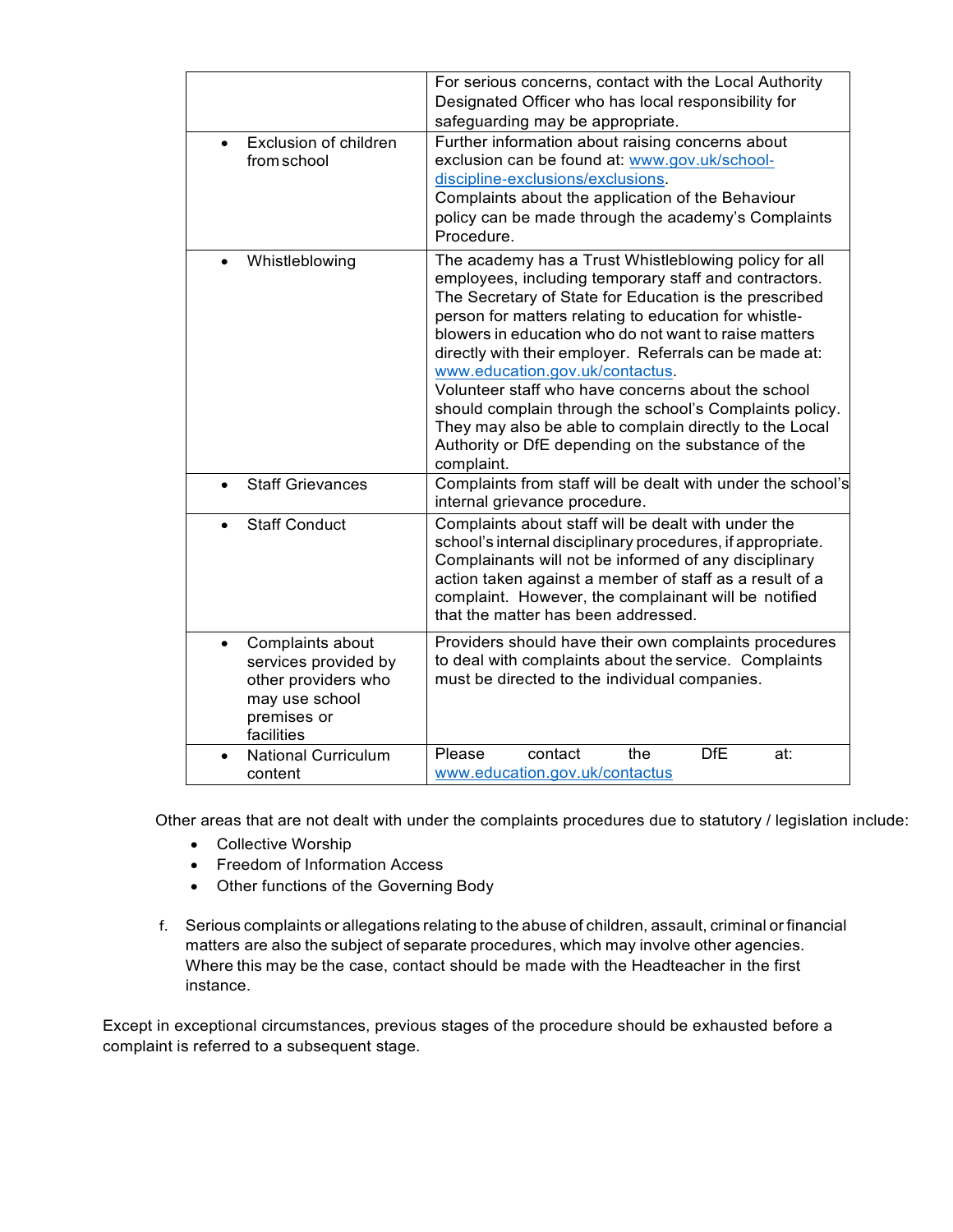| | |
|---|---|
| | For serious concerns, contact with the Local Authority Designated Officer who has local responsibility for safeguarding may be appropriate. |
| • Exclusion of children from school | Further information about raising concerns about exclusion can be found at: [www.gov.uk/school-discipline-exclusions/exclusions](http://www.gov.uk/school-discipline-exclusions/exclusions). Complaints about the application of the Behaviour policy can be made through the academy's Complaints Procedure. |
| • Whistleblowing | The academy has a Trust Whistleblowing policy for all employees, including temporary staff and contractors. The Secretary of State for Education is the prescribed person for matters relating to education for whistle-blowers in education who do not want to raise matters directly with their employer. Referrals can be made at: [www.education.gov.uk/contactus](http://www.education.gov.uk/contactus). Volunteer staff who have concerns about the school should complain through the school's Complaints policy. They may also be able to complain directly to the Local Authority or DfE depending on the substance of the complaint. |
| • Staff Grievances | Complaints from staff will be dealt with under the school's internal grievance procedure. |
| • Staff Conduct | Complaints about staff will be dealt with under the school's internal disciplinary procedures, if appropriate. Complainants will not be informed of any disciplinary action taken against a member of staff as a result of a complaint. However, the complainant will be notified that the matter has been addressed. |
| • Complaints about services provided by other providers who may use school premises or facilities | Providers should have their own complaints procedures to deal with complaints about the service. Complaints must be directed to the individual companies. |
| • National Curriculum content | Please contact the DfE at: [www.education.gov.uk/contactus](http://www.education.gov.uk/contactus) |

Other areas that are not dealt with under the complaints procedures due to statutory / legislation include:

- Collective Worship
- Freedom of Information Access
- Other functions of the Governing Body

f. Serious complaints or allegations relating to the abuse of children, assault, criminal or financial matters are also the subject of separate procedures, which may involve other agencies. Where this may be the case, contact should be made with the Headteacher in the first instance.

Except in exceptional circumstances, previous stages of the procedure should be exhausted before a complaint is referred to a subsequent stage.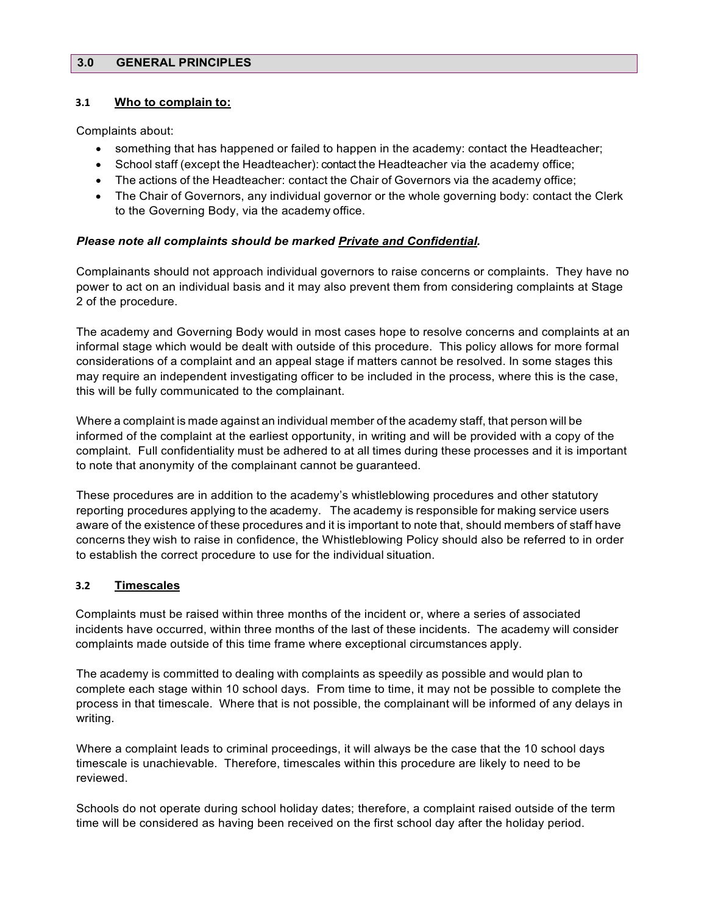## 3.0 GENERAL PRINCIPLES

### 3.1 Who to complain to:

Complaints about:

- something that has happened or failed to happen in the academy: contact the Headteacher;
- School staff (except the Headteacher): contact the Headteacher via the academy office;
- The actions of the Headteacher: contact the Chair of Governors via the academy office;
- The Chair of Governors, any individual governor or the whole governing body: contact the Clerk to the Governing Body, via the academy office.

***Please note all complaints should be marked Private and Confidential.***

Complainants should not approach individual governors to raise concerns or complaints. They have no power to act on an individual basis and it may also prevent them from considering complaints at Stage 2 of the procedure.

The academy and Governing Body would in most cases hope to resolve concerns and complaints at an informal stage which would be dealt with outside of this procedure. This policy allows for more formal considerations of a complaint and an appeal stage if matters cannot be resolved. In some stages this may require an independent investigating officer to be included in the process, where this is the case, this will be fully communicated to the complainant.

Where a complaint is made against an individual member of the academy staff, that person will be informed of the complaint at the earliest opportunity, in writing and will be provided with a copy of the complaint. Full confidentiality must be adhered to at all times during these processes and it is important to note that anonymity of the complainant cannot be guaranteed.

These procedures are in addition to the academy's whistleblowing procedures and other statutory reporting procedures applying to the academy. The academy is responsible for making service users aware of the existence of these procedures and it is important to note that, should members of staff have concerns they wish to raise in confidence, the Whistleblowing Policy should also be referred to in order to establish the correct procedure to use for the individual situation.

### 3.2 Timescales

Complaints must be raised within three months of the incident or, where a series of associated incidents have occurred, within three months of the last of these incidents. The academy will consider complaints made outside of this time frame where exceptional circumstances apply.

The academy is committed to dealing with complaints as speedily as possible and would plan to complete each stage within 10 school days. From time to time, it may not be possible to complete the process in that timescale. Where that is not possible, the complainant will be informed of any delays in writing.

Where a complaint leads to criminal proceedings, it will always be the case that the 10 school days timescale is unachievable. Therefore, timescales within this procedure are likely to need to be reviewed.

Schools do not operate during school holiday dates; therefore, a complaint raised outside of the term time will be considered as having been received on the first school day after the holiday period.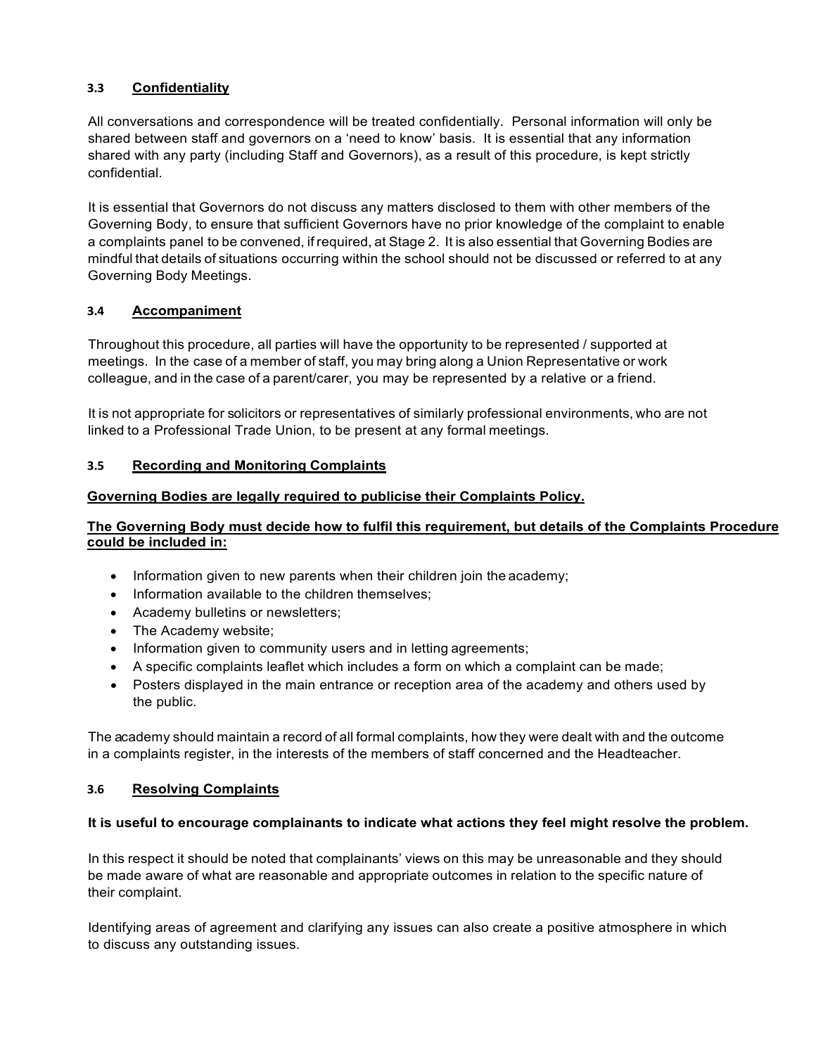### 3.3 Confidentiality

All conversations and correspondence will be treated confidentially. Personal information will only be shared between staff and governors on a 'need to know' basis. It is essential that any information shared with any party (including Staff and Governors), as a result of this procedure, is kept strictly confidential.

It is essential that Governors do not discuss any matters disclosed to them with other members of the Governing Body, to ensure that sufficient Governors have no prior knowledge of the complaint to enable a complaints panel to be convened, if required, at Stage 2. It is also essential that Governing Bodies are mindful that details of situations occurring within the school should not be discussed or referred to at any Governing Body Meetings.

### 3.4 Accompaniment

Throughout this procedure, all parties will have the opportunity to be represented / supported at meetings. In the case of a member of staff, you may bring along a Union Representative or work colleague, and in the case of a parent/carer, you may be represented by a relative or a friend.

It is not appropriate for solicitors or representatives of similarly professional environments, who are not linked to a Professional Trade Union, to be present at any formal meetings.

### 3.5 Recording and Monitoring Complaints

**Governing Bodies are legally required to publicise their Complaints Policy.**

**The Governing Body must decide how to fulfil this requirement, but details of the Complaints Procedure could be included in:**

- Information given to new parents when their children join the academy;
- Information available to the children themselves;
- Academy bulletins or newsletters;
- The Academy website;
- Information given to community users and in letting agreements;
- A specific complaints leaflet which includes a form on which a complaint can be made;
- Posters displayed in the main entrance or reception area of the academy and others used by the public.

The academy should maintain a record of all formal complaints, how they were dealt with and the outcome in a complaints register, in the interests of the members of staff concerned and the Headteacher.

### 3.6 Resolving Complaints

**It is useful to encourage complainants to indicate what actions they feel might resolve the problem.**

In this respect it should be noted that complainants' views on this may be unreasonable and they should be made aware of what are reasonable and appropriate outcomes in relation to the specific nature of their complaint.

Identifying areas of agreement and clarifying any issues can also create a positive atmosphere in which to discuss any outstanding issues.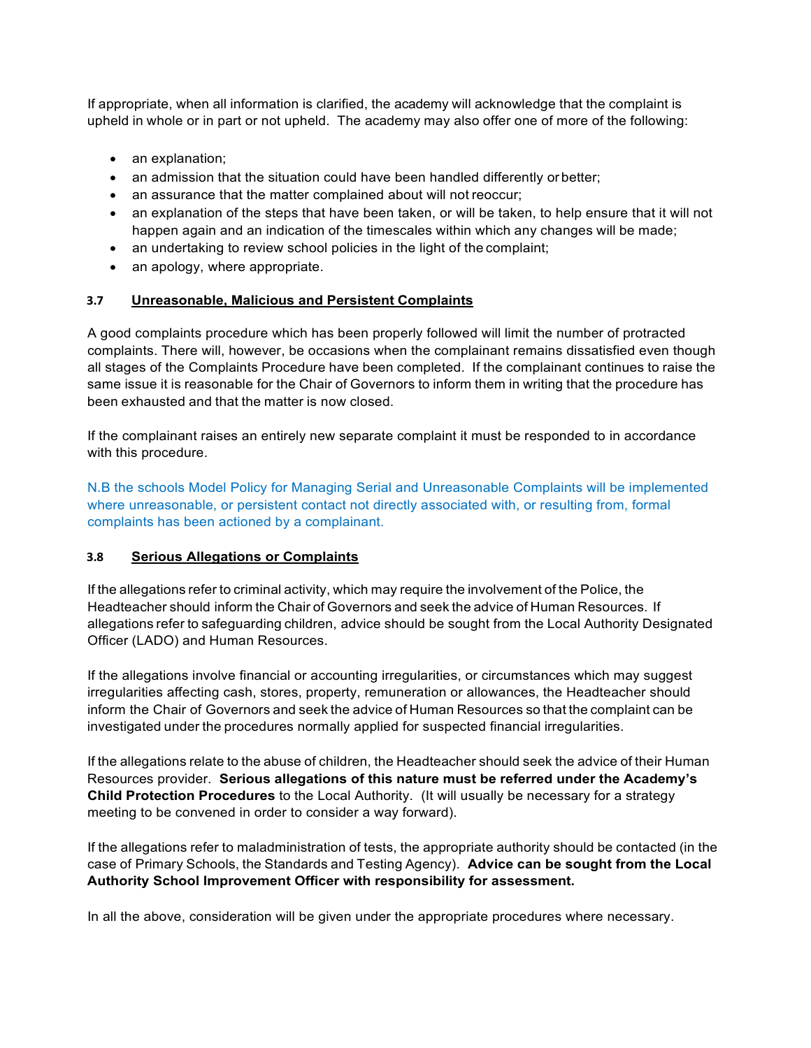If appropriate, when all information is clarified, the academy will acknowledge that the complaint is upheld in whole or in part or not upheld. The academy may also offer one of more of the following:

- an explanation;
- an admission that the situation could have been handled differently or better;
- an assurance that the matter complained about will not reoccur;
- an explanation of the steps that have been taken, or will be taken, to help ensure that it will not happen again and an indication of the timescales within which any changes will be made;
- an undertaking to review school policies in the light of the complaint;
- an apology, where appropriate.

### 3.7 Unreasonable, Malicious and Persistent Complaints

A good complaints procedure which has been properly followed will limit the number of protracted complaints. There will, however, be occasions when the complainant remains dissatisfied even though all stages of the Complaints Procedure have been completed. If the complainant continues to raise the same issue it is reasonable for the Chair of Governors to inform them in writing that the procedure has been exhausted and that the matter is now closed.

If the complainant raises an entirely new separate complaint it must be responded to in accordance with this procedure.

N.B the schools Model Policy for Managing Serial and Unreasonable Complaints will be implemented where unreasonable, or persistent contact not directly associated with, or resulting from, formal complaints has been actioned by a complainant.

### 3.8 Serious Allegations or Complaints

If the allegations refer to criminal activity, which may require the involvement of the Police, the Headteacher should inform the Chair of Governors and seek the advice of Human Resources. If allegations refer to safeguarding children, advice should be sought from the Local Authority Designated Officer (LADO) and Human Resources.

If the allegations involve financial or accounting irregularities, or circumstances which may suggest irregularities affecting cash, stores, property, remuneration or allowances, the Headteacher should inform the Chair of Governors and seek the advice of Human Resources so that the complaint can be investigated under the procedures normally applied for suspected financial irregularities.

If the allegations relate to the abuse of children, the Headteacher should seek the advice of their Human Resources provider. **Serious allegations of this nature must be referred under the Academy's Child Protection Procedures** to the Local Authority. (It will usually be necessary for a strategy meeting to be convened in order to consider a way forward).

If the allegations refer to maladministration of tests, the appropriate authority should be contacted (in the case of Primary Schools, the Standards and Testing Agency). **Advice can be sought from the Local Authority School Improvement Officer with responsibility for assessment.**

In all the above, consideration will be given under the appropriate procedures where necessary.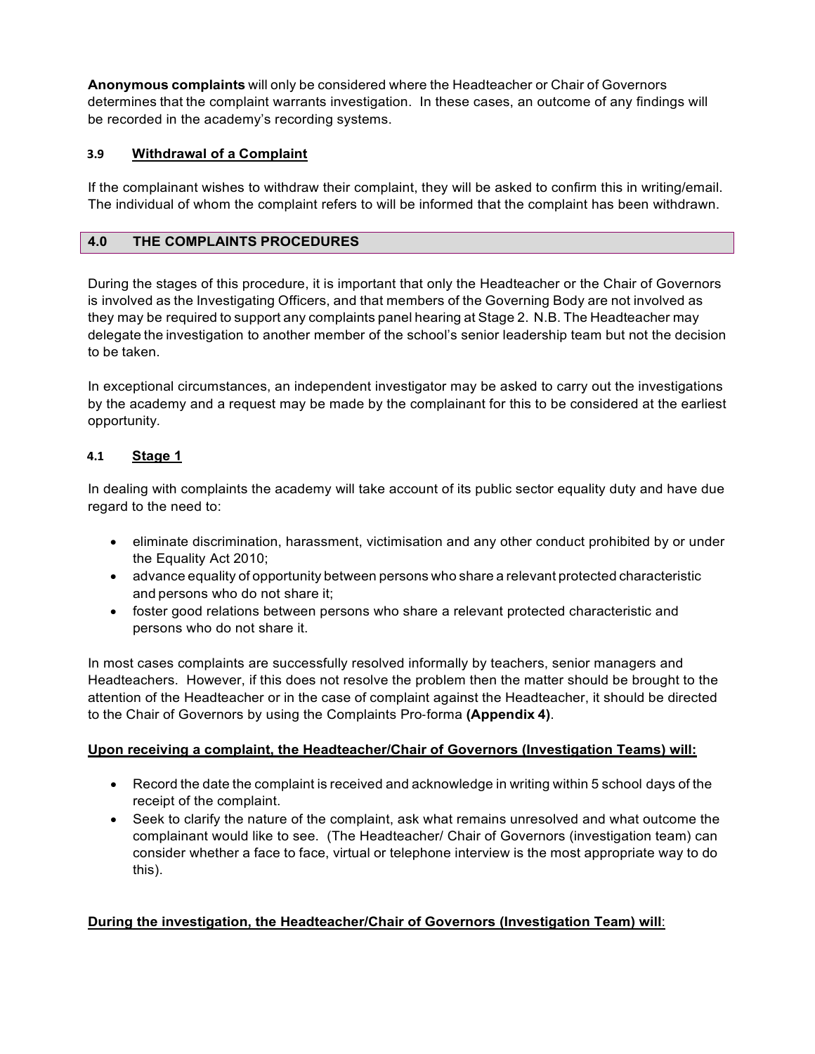**Anonymous complaints** will only be considered where the Headteacher or Chair of Governors determines that the complaint warrants investigation. In these cases, an outcome of any findings will be recorded in the academy's recording systems.

### 3.9 Withdrawal of a Complaint

If the complainant wishes to withdraw their complaint, they will be asked to confirm this in writing/email. The individual of whom the complaint refers to will be informed that the complaint has been withdrawn.

## 4.0 THE COMPLAINTS PROCEDURES

During the stages of this procedure, it is important that only the Headteacher or the Chair of Governors is involved as the Investigating Officers, and that members of the Governing Body are not involved as they may be required to support any complaints panel hearing at Stage 2. N.B. The Headteacher may delegate the investigation to another member of the school's senior leadership team but not the decision to be taken.

In exceptional circumstances, an independent investigator may be asked to carry out the investigations by the academy and a request may be made by the complainant for this to be considered at the earliest opportunity.

### 4.1 Stage 1

In dealing with complaints the academy will take account of its public sector equality duty and have due regard to the need to:

- eliminate discrimination, harassment, victimisation and any other conduct prohibited by or under the Equality Act 2010;
- advance equality of opportunity between persons who share a relevant protected characteristic and persons who do not share it;
- foster good relations between persons who share a relevant protected characteristic and persons who do not share it.

In most cases complaints are successfully resolved informally by teachers, senior managers and Headteachers. However, if this does not resolve the problem then the matter should be brought to the attention of the Headteacher or in the case of complaint against the Headteacher, it should be directed to the Chair of Governors by using the Complaints Pro-forma **(Appendix 4)**.

**Upon receiving a complaint, the Headteacher/Chair of Governors (Investigation Teams) will:**

- Record the date the complaint is received and acknowledge in writing within 5 school days of the receipt of the complaint.
- Seek to clarify the nature of the complaint, ask what remains unresolved and what outcome the complainant would like to see. (The Headteacher/ Chair of Governors (investigation team) can consider whether a face to face, virtual or telephone interview is the most appropriate way to do this).

**During the investigation, the Headteacher/Chair of Governors (Investigation Team) will**: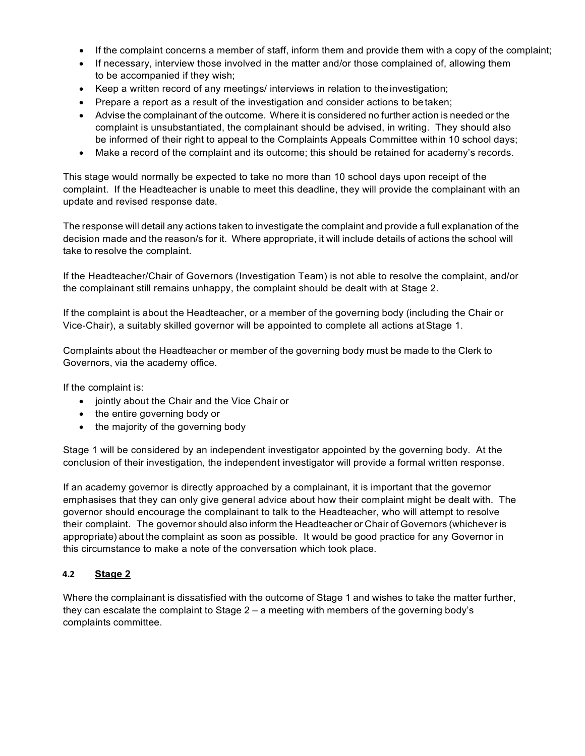- If the complaint concerns a member of staff, inform them and provide them with a copy of the complaint;
- If necessary, interview those involved in the matter and/or those complained of, allowing them to be accompanied if they wish;
- Keep a written record of any meetings/ interviews in relation to the investigation;
- Prepare a report as a result of the investigation and consider actions to be taken;
- Advise the complainant of the outcome. Where it is considered no further action is needed or the complaint is unsubstantiated, the complainant should be advised, in writing. They should also be informed of their right to appeal to the Complaints Appeals Committee within 10 school days;
- Make a record of the complaint and its outcome; this should be retained for academy's records.

This stage would normally be expected to take no more than 10 school days upon receipt of the complaint. If the Headteacher is unable to meet this deadline, they will provide the complainant with an update and revised response date.

The response will detail any actions taken to investigate the complaint and provide a full explanation of the decision made and the reason/s for it. Where appropriate, it will include details of actions the school will take to resolve the complaint.

If the Headteacher/Chair of Governors (Investigation Team) is not able to resolve the complaint, and/or the complainant still remains unhappy, the complaint should be dealt with at Stage 2.

If the complaint is about the Headteacher, or a member of the governing body (including the Chair or Vice-Chair), a suitably skilled governor will be appointed to complete all actions at Stage 1.

Complaints about the Headteacher or member of the governing body must be made to the Clerk to Governors, via the academy office.

If the complaint is:

- jointly about the Chair and the Vice Chair or
- the entire governing body or
- the majority of the governing body

Stage 1 will be considered by an independent investigator appointed by the governing body. At the conclusion of their investigation, the independent investigator will provide a formal written response.

If an academy governor is directly approached by a complainant, it is important that the governor emphasises that they can only give general advice about how their complaint might be dealt with. The governor should encourage the complainant to talk to the Headteacher, who will attempt to resolve their complaint. The governor should also inform the Headteacher or Chair of Governors (whichever is appropriate) about the complaint as soon as possible. It would be good practice for any Governor in this circumstance to make a note of the conversation which took place.

### 4.2 Stage 2

Where the complainant is dissatisfied with the outcome of Stage 1 and wishes to take the matter further, they can escalate the complaint to Stage 2 – a meeting with members of the governing body's complaints committee.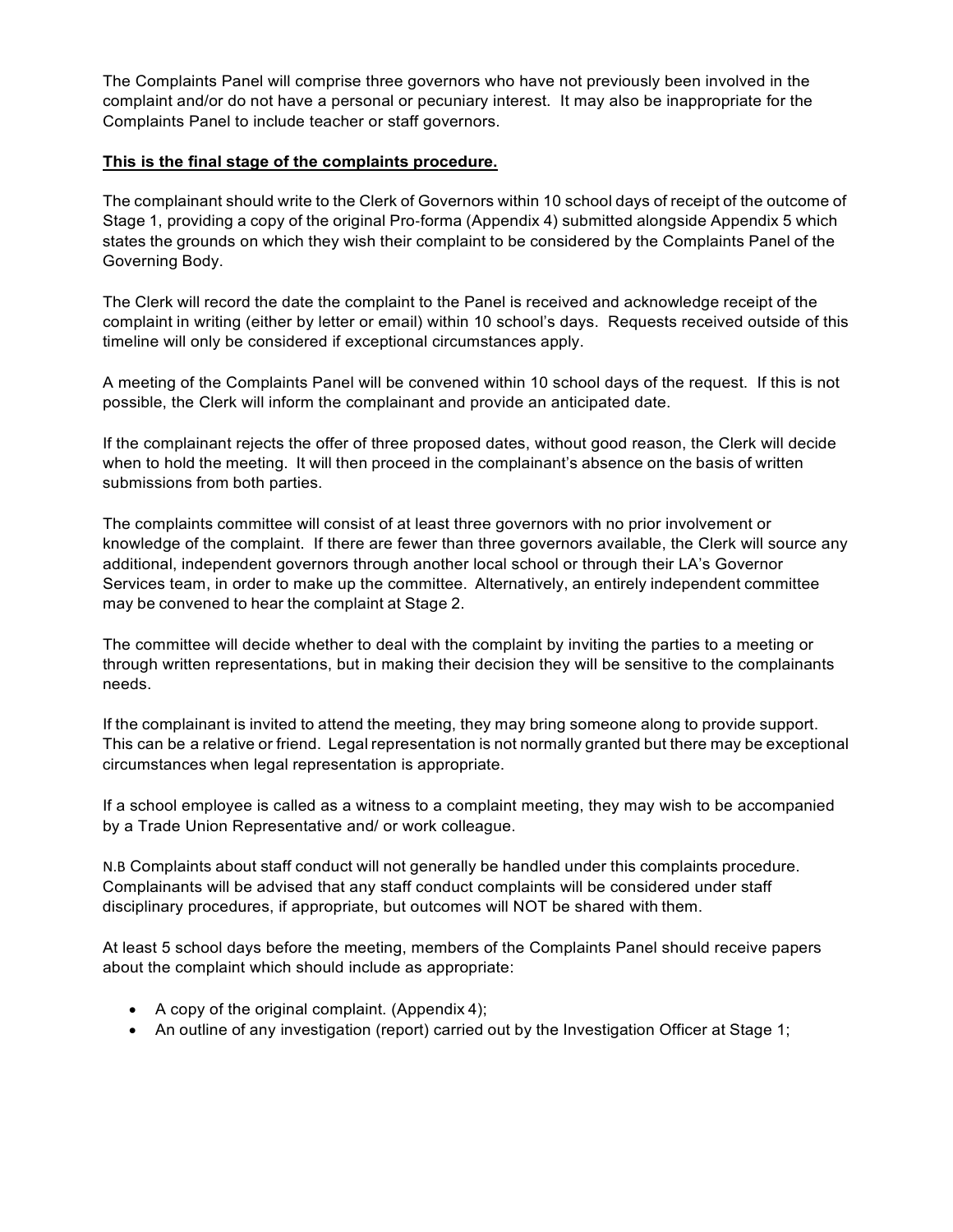The Complaints Panel will comprise three governors who have not previously been involved in the complaint and/or do not have a personal or pecuniary interest. It may also be inappropriate for the Complaints Panel to include teacher or staff governors.

**This is the final stage of the complaints procedure.**

The complainant should write to the Clerk of Governors within 10 school days of receipt of the outcome of Stage 1, providing a copy of the original Pro-forma (Appendix 4) submitted alongside Appendix 5 which states the grounds on which they wish their complaint to be considered by the Complaints Panel of the Governing Body.

The Clerk will record the date the complaint to the Panel is received and acknowledge receipt of the complaint in writing (either by letter or email) within 10 school's days. Requests received outside of this timeline will only be considered if exceptional circumstances apply.

A meeting of the Complaints Panel will be convened within 10 school days of the request. If this is not possible, the Clerk will inform the complainant and provide an anticipated date.

If the complainant rejects the offer of three proposed dates, without good reason, the Clerk will decide when to hold the meeting. It will then proceed in the complainant's absence on the basis of written submissions from both parties.

The complaints committee will consist of at least three governors with no prior involvement or knowledge of the complaint. If there are fewer than three governors available, the Clerk will source any additional, independent governors through another local school or through their LA's Governor Services team, in order to make up the committee. Alternatively, an entirely independent committee may be convened to hear the complaint at Stage 2.

The committee will decide whether to deal with the complaint by inviting the parties to a meeting or through written representations, but in making their decision they will be sensitive to the complainants needs.

If the complainant is invited to attend the meeting, they may bring someone along to provide support. This can be a relative or friend. Legal representation is not normally granted but there may be exceptional circumstances when legal representation is appropriate.

If a school employee is called as a witness to a complaint meeting, they may wish to be accompanied by a Trade Union Representative and/ or work colleague.

N.B Complaints about staff conduct will not generally be handled under this complaints procedure. Complainants will be advised that any staff conduct complaints will be considered under staff disciplinary procedures, if appropriate, but outcomes will NOT be shared with them.

At least 5 school days before the meeting, members of the Complaints Panel should receive papers about the complaint which should include as appropriate:

- A copy of the original complaint. (Appendix 4);
- An outline of any investigation (report) carried out by the Investigation Officer at Stage 1;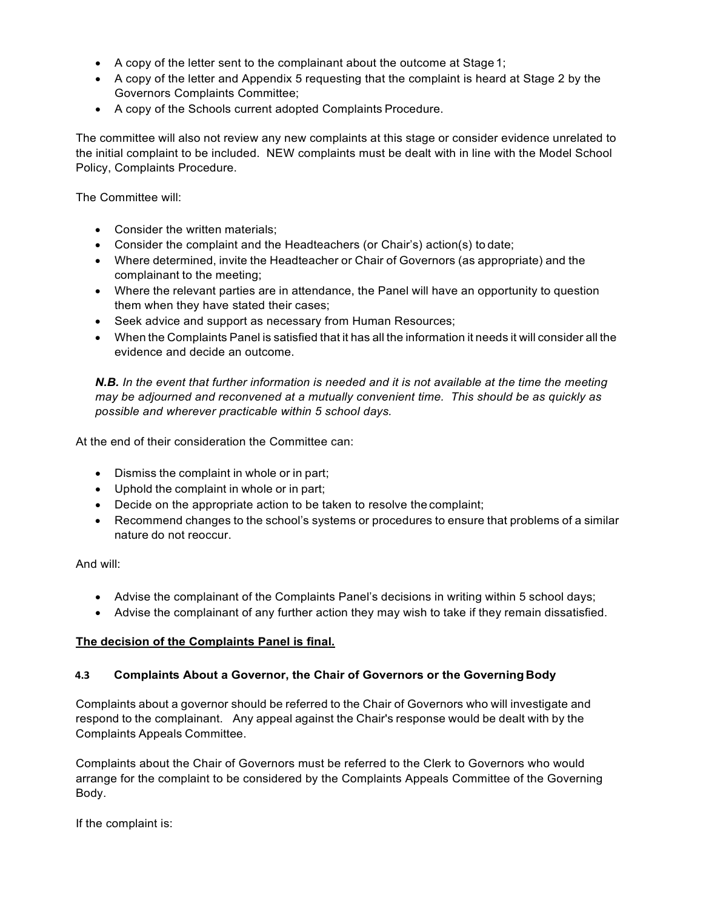- A copy of the letter sent to the complainant about the outcome at Stage 1;
- A copy of the letter and Appendix 5 requesting that the complaint is heard at Stage 2 by the Governors Complaints Committee;
- A copy of the Schools current adopted Complaints Procedure.

The committee will also not review any new complaints at this stage or consider evidence unrelated to the initial complaint to be included. NEW complaints must be dealt with in line with the Model School Policy, Complaints Procedure.

The Committee will:

- Consider the written materials;
- Consider the complaint and the Headteachers (or Chair's) action(s) to date;
- Where determined, invite the Headteacher or Chair of Governors (as appropriate) and the complainant to the meeting;
- Where the relevant parties are in attendance, the Panel will have an opportunity to question them when they have stated their cases;
- Seek advice and support as necessary from Human Resources;
- When the Complaints Panel is satisfied that it has all the information it needs it will consider all the evidence and decide an outcome.

***N.B.*** *In the event that further information is needed and it is not available at the time the meeting may be adjourned and reconvened at a mutually convenient time. This should be as quickly as possible and wherever practicable within 5 school days.*

At the end of their consideration the Committee can:

- Dismiss the complaint in whole or in part;
- Uphold the complaint in whole or in part;
- Decide on the appropriate action to be taken to resolve the complaint;
- Recommend changes to the school's systems or procedures to ensure that problems of a similar nature do not reoccur.

And will:

- Advise the complainant of the Complaints Panel's decisions in writing within 5 school days;
- Advise the complainant of any further action they may wish to take if they remain dissatisfied.

**The decision of the Complaints Panel is final.**

### 4.3 Complaints About a Governor, the Chair of Governors or the Governing Body

Complaints about a governor should be referred to the Chair of Governors who will investigate and respond to the complainant. Any appeal against the Chair's response would be dealt with by the Complaints Appeals Committee.

Complaints about the Chair of Governors must be referred to the Clerk to Governors who would arrange for the complaint to be considered by the Complaints Appeals Committee of the Governing Body.

If the complaint is: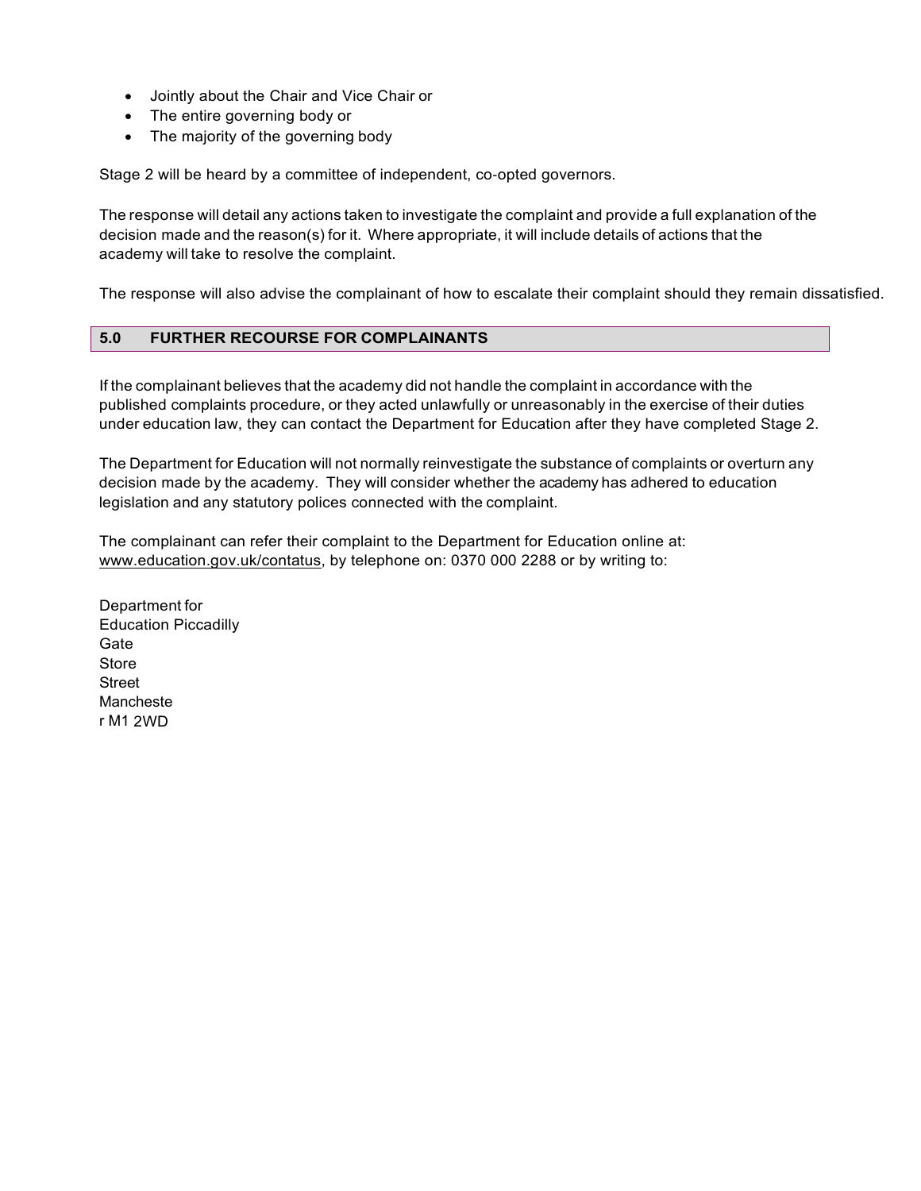- Jointly about the Chair and Vice Chair or
- The entire governing body or
- The majority of the governing body

Stage 2 will be heard by a committee of independent, co-opted governors.

The response will detail any actions taken to investigate the complaint and provide a full explanation of the decision made and the reason(s) for it. Where appropriate, it will include details of actions that the academy will take to resolve the complaint.

The response will also advise the complainant of how to escalate their complaint should they remain dissatisfied.

## 5.0 FURTHER RECOURSE FOR COMPLAINANTS

If the complainant believes that the academy did not handle the complaint in accordance with the published complaints procedure, or they acted unlawfully or unreasonably in the exercise of their duties under education law, they can contact the Department for Education after they have completed Stage 2.

The Department for Education will not normally reinvestigate the substance of complaints or overturn any decision made by the academy. They will consider whether the academy has adhered to education legislation and any statutory polices connected with the complaint.

The complainant can refer their complaint to the Department for Education online at: www.education.gov.uk/contatus, by telephone on: 0370 000 2288 or by writing to:

Department for
Education Piccadilly
Gate
Store
Street
Mancheste
r M1 2WD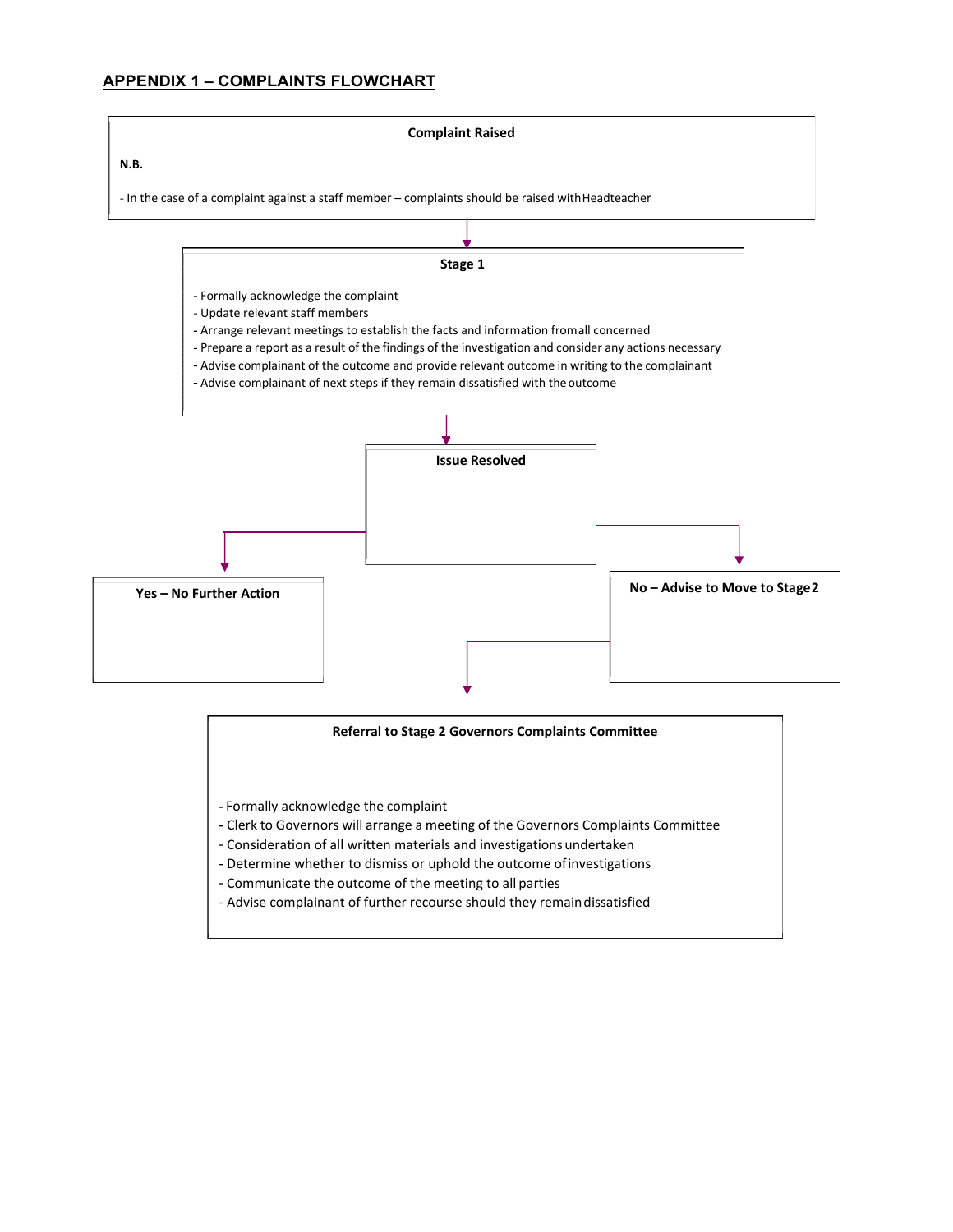## APPENDIX 1 – COMPLAINTS FLOWCHART

**Complaint Raised**

**N.B.**

- In the case of a complaint against a staff member – complaints should be raised with Headteacher

↓

**Stage 1**

- Formally acknowledge the complaint
- Update relevant staff members
- Arrange relevant meetings to establish the facts and information from all concerned
- Prepare a report as a result of the findings of the investigation and consider any actions necessary
- Advise complainant of the outcome and provide relevant outcome in writing to the complainant
- Advise complainant of next steps if they remain dissatisfied with the outcome

↓

**Issue Resolved**

**Yes – No Further Action**

**No – Advise to Move to Stage 2**

↓

**Referral to Stage 2 Governors Complaints Committee**

- Formally acknowledge the complaint
- Clerk to Governors will arrange a meeting of the Governors Complaints Committee
- Consideration of all written materials and investigations undertaken
- Determine whether to dismiss or uphold the outcome of investigations
- Communicate the outcome of the meeting to all parties
- Advise complainant of further recourse should they remain dissatisfied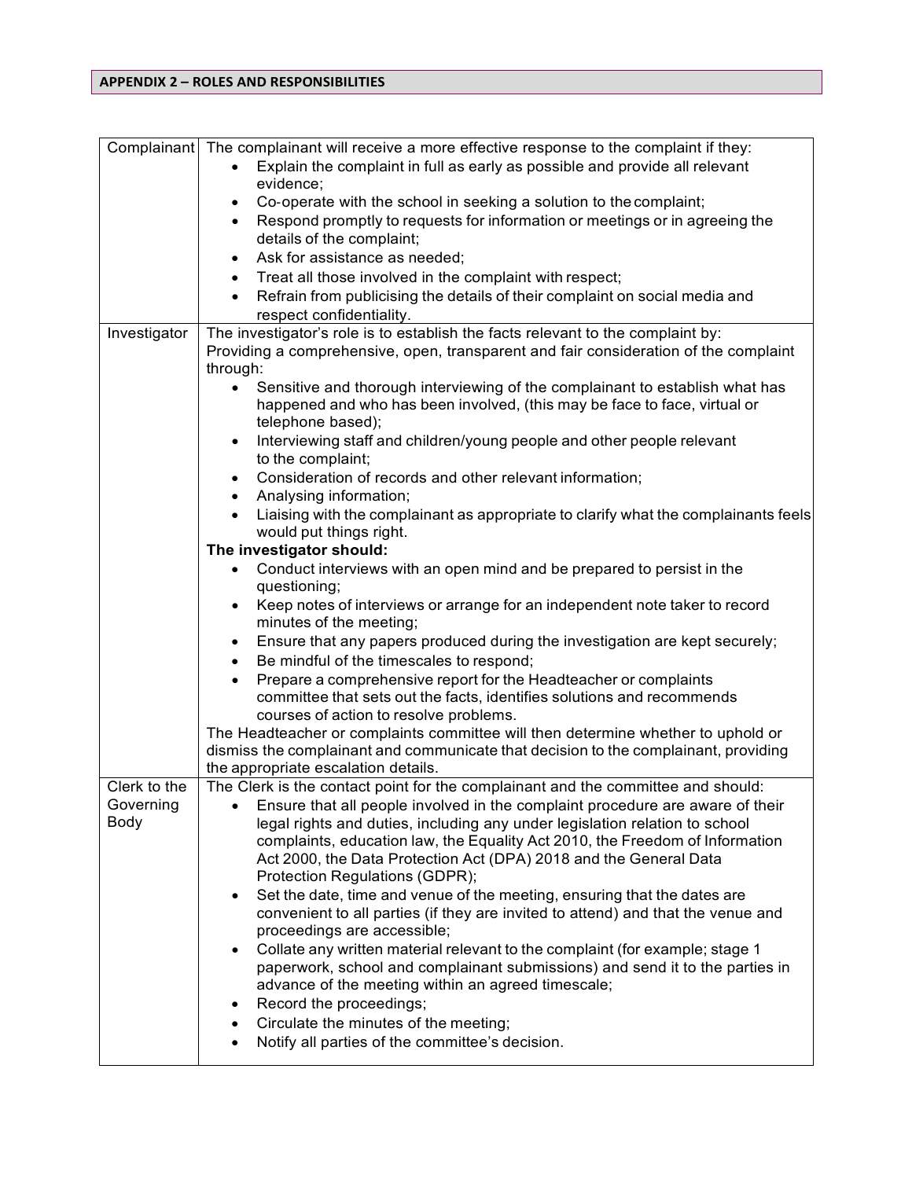## APPENDIX 2 – ROLES AND RESPONSIBILITIES

| | |
|---|---|
| Complainant | The complainant will receive a more effective response to the complaint if they:<br>• Explain the complaint in full as early as possible and provide all relevant evidence;<br>• Co-operate with the school in seeking a solution to the complaint;<br>• Respond promptly to requests for information or meetings or in agreeing the details of the complaint;<br>• Ask for assistance as needed;<br>• Treat all those involved in the complaint with respect;<br>• Refrain from publicising the details of their complaint on social media and respect confidentiality. |
| Investigator | The investigator's role is to establish the facts relevant to the complaint by:<br>Providing a comprehensive, open, transparent and fair consideration of the complaint through:<br>• Sensitive and thorough interviewing of the complainant to establish what has happened and who has been involved, (this may be face to face, virtual or telephone based);<br>• Interviewing staff and children/young people and other people relevant to the complaint;<br>• Consideration of records and other relevant information;<br>• Analysing information;<br>• Liaising with the complainant as appropriate to clarify what the complainants feels would put things right.<br>**The investigator should:**<br>• Conduct interviews with an open mind and be prepared to persist in the questioning;<br>• Keep notes of interviews or arrange for an independent note taker to record minutes of the meeting;<br>• Ensure that any papers produced during the investigation are kept securely;<br>• Be mindful of the timescales to respond;<br>• Prepare a comprehensive report for the Headteacher or complaints committee that sets out the facts, identifies solutions and recommends courses of action to resolve problems.<br>The Headteacher or complaints committee will then determine whether to uphold or dismiss the complainant and communicate that decision to the complainant, providing the appropriate escalation details. |
| Clerk to the Governing Body | The Clerk is the contact point for the complainant and the committee and should:<br>• Ensure that all people involved in the complaint procedure are aware of their legal rights and duties, including any under legislation relation to school complaints, education law, the Equality Act 2010, the Freedom of Information Act 2000, the Data Protection Act (DPA) 2018 and the General Data Protection Regulations (GDPR);<br>• Set the date, time and venue of the meeting, ensuring that the dates are convenient to all parties (if they are invited to attend) and that the venue and proceedings are accessible;<br>• Collate any written material relevant to the complaint (for example; stage 1 paperwork, school and complainant submissions) and send it to the parties in advance of the meeting within an agreed timescale;<br>• Record the proceedings;<br>• Circulate the minutes of the meeting;<br>• Notify all parties of the committee's decision. |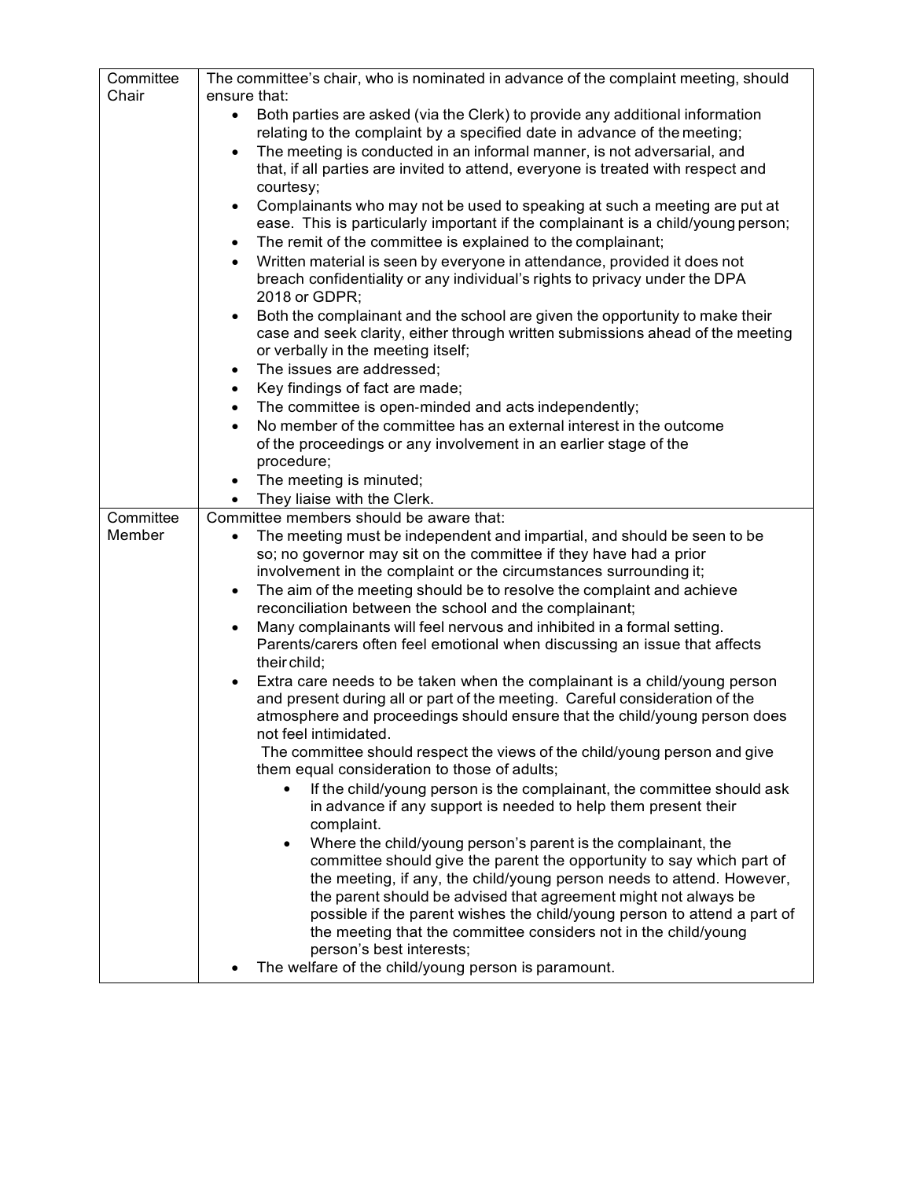| | |
|---|---|
| Committee Chair | The committee's chair, who is nominated in advance of the complaint meeting, should ensure that:<br>• Both parties are asked (via the Clerk) to provide any additional information relating to the complaint by a specified date in advance of the meeting;<br>• The meeting is conducted in an informal manner, is not adversarial, and that, if all parties are invited to attend, everyone is treated with respect and courtesy;<br>• Complainants who may not be used to speaking at such a meeting are put at ease. This is particularly important if the complainant is a child/young person;<br>• The remit of the committee is explained to the complainant;<br>• Written material is seen by everyone in attendance, provided it does not breach confidentiality or any individual's rights to privacy under the DPA 2018 or GDPR;<br>• Both the complainant and the school are given the opportunity to make their case and seek clarity, either through written submissions ahead of the meeting or verbally in the meeting itself;<br>• The issues are addressed;<br>• Key findings of fact are made;<br>• The committee is open-minded and acts independently;<br>• No member of the committee has an external interest in the outcome of the proceedings or any involvement in an earlier stage of the procedure;<br>• The meeting is minuted;<br>• They liaise with the Clerk. |
| Committee Member | Committee members should be aware that:<br>• The meeting must be independent and impartial, and should be seen to be so; no governor may sit on the committee if they have had a prior involvement in the complaint or the circumstances surrounding it;<br>• The aim of the meeting should be to resolve the complaint and achieve reconciliation between the school and the complainant;<br>• Many complainants will feel nervous and inhibited in a formal setting. Parents/carers often feel emotional when discussing an issue that affects their child;<br>• Extra care needs to be taken when the complainant is a child/young person and present during all or part of the meeting. Careful consideration of the atmosphere and proceedings should ensure that the child/young person does not feel intimidated.<br>The committee should respect the views of the child/young person and give them equal consideration to those of adults;<br>&nbsp;&nbsp;&nbsp;&nbsp;◦ If the child/young person is the complainant, the committee should ask in advance if any support is needed to help them present their complaint.<br>&nbsp;&nbsp;&nbsp;&nbsp;◦ Where the child/young person's parent is the complainant, the committee should give the parent the opportunity to say which part of the meeting, if any, the child/young person needs to attend. However, the parent should be advised that agreement might not always be possible if the parent wishes the child/young person to attend a part of the meeting that the committee considers not in the child/young person's best interests;<br>• The welfare of the child/young person is paramount. |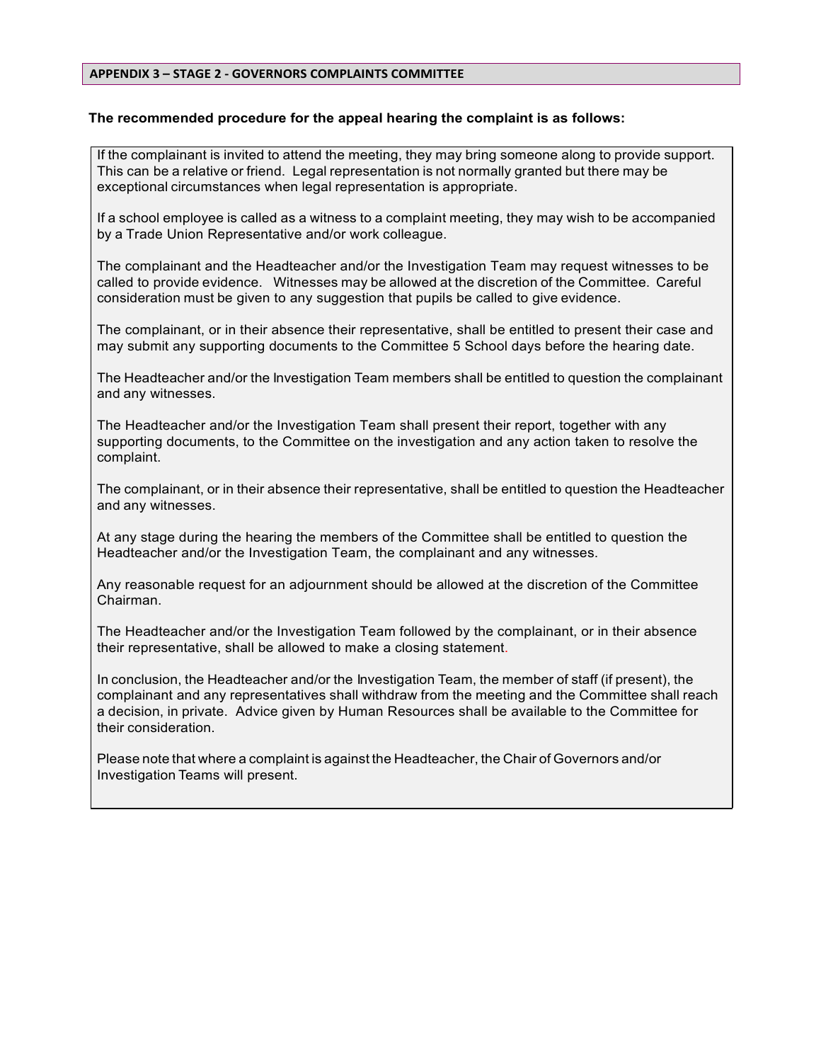## APPENDIX 3 – STAGE 2 - GOVERNORS COMPLAINTS COMMITTEE

**The recommended procedure for the appeal hearing the complaint is as follows:**

If the complainant is invited to attend the meeting, they may bring someone along to provide support. This can be a relative or friend. Legal representation is not normally granted but there may be exceptional circumstances when legal representation is appropriate.

If a school employee is called as a witness to a complaint meeting, they may wish to be accompanied by a Trade Union Representative and/or work colleague.

The complainant and the Headteacher and/or the Investigation Team may request witnesses to be called to provide evidence. Witnesses may be allowed at the discretion of the Committee. Careful consideration must be given to any suggestion that pupils be called to give evidence.

The complainant, or in their absence their representative, shall be entitled to present their case and may submit any supporting documents to the Committee 5 School days before the hearing date.

The Headteacher and/or the Investigation Team members shall be entitled to question the complainant and any witnesses.

The Headteacher and/or the Investigation Team shall present their report, together with any supporting documents, to the Committee on the investigation and any action taken to resolve the complaint.

The complainant, or in their absence their representative, shall be entitled to question the Headteacher and any witnesses.

At any stage during the hearing the members of the Committee shall be entitled to question the Headteacher and/or the Investigation Team, the complainant and any witnesses.

Any reasonable request for an adjournment should be allowed at the discretion of the Committee Chairman.

The Headteacher and/or the Investigation Team followed by the complainant, or in their absence their representative, shall be allowed to make a closing statement.

In conclusion, the Headteacher and/or the Investigation Team, the member of staff (if present), the complainant and any representatives shall withdraw from the meeting and the Committee shall reach a decision, in private. Advice given by Human Resources shall be available to the Committee for their consideration.

Please note that where a complaint is against the Headteacher, the Chair of Governors and/or Investigation Teams will present.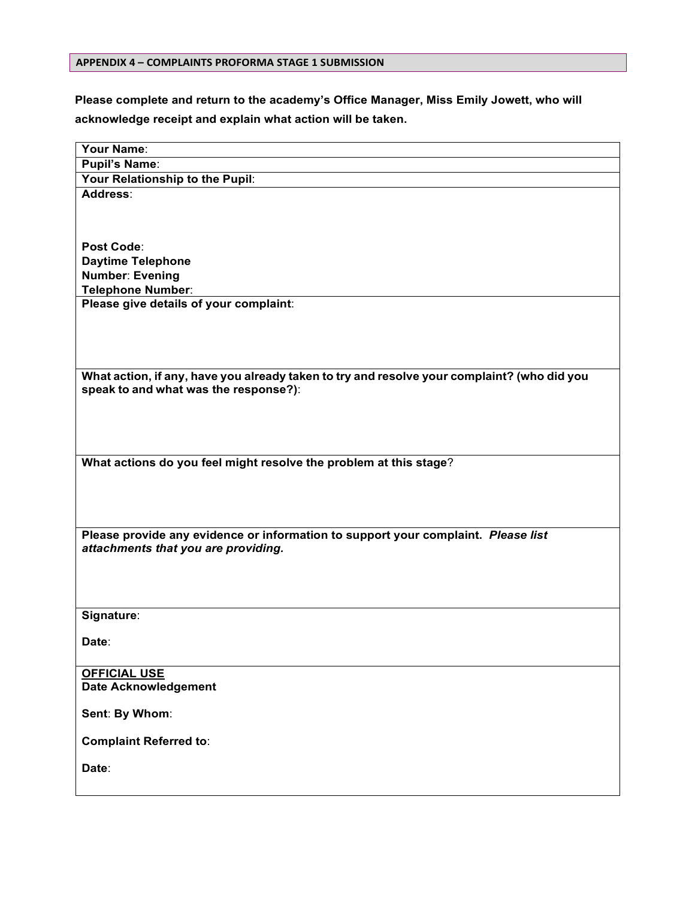## APPENDIX 4 – COMPLAINTS PROFORMA STAGE 1 SUBMISSION

**Please complete and return to the academy's Office Manager, Miss Emily Jowett, who will acknowledge receipt and explain what action will be taken.**

| **Your Name**: |
|---|
| **Pupil's Name**: |
| **Your Relationship to the Pupil**: |
| **Address**:<br><br><br><br>**Post Code**:<br>**Daytime Telephone Number**: **Evening Telephone Number**: |
| **Please give details of your complaint**: |
| **What action, if any, have you already taken to try and resolve your complaint? (who did you speak to and what was the response?)**: |
| **What actions do you feel might resolve the problem at this stage**? |
| **Please provide any evidence or information to support your complaint.** ***Please list attachments that you are providing.*** |
| **Signature**:<br><br>**Date**: |
| **OFFICIAL USE**<br>**Date Acknowledgement Sent**: **By Whom**:<br><br>**Complaint Referred to**:<br><br>**Date**: |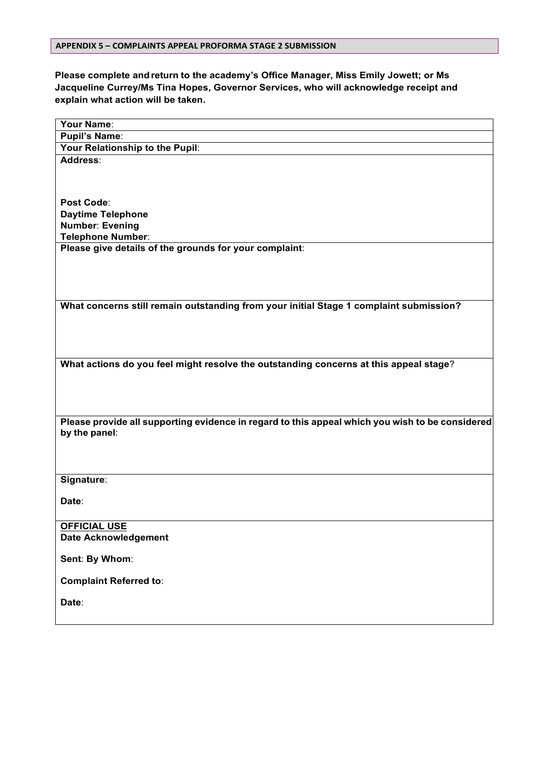## APPENDIX 5 – COMPLAINTS APPEAL PROFORMA STAGE 2 SUBMISSION

**Please complete and return to the academy's Office Manager, Miss Emily Jowett; or Ms Jacqueline Currey/Ms Tina Hopes, Governor Services, who will acknowledge receipt and explain what action will be taken.**

| |
|---|
| **Your Name**: |
| **Pupil's Name**: |
| **Your Relationship to the Pupil**: |
| **Address**:<br><br><br>**Post Code**:<br>**Daytime Telephone Number**: **Evening Telephone Number**: |
| **Please give details of the grounds for your complaint**: |
| **What concerns still remain outstanding from your initial Stage 1 complaint submission?** |
| **What actions do you feel might resolve the outstanding concerns at this appeal stage**? |
| **Please provide all supporting evidence in regard to this appeal which you wish to be considered by the panel**: |
| **Signature**:<br><br>**Date**: |
| **OFFICIAL USE**<br>**Date Acknowledgement Sent**: **By Whom**:<br><br>**Complaint Referred to**:<br><br>**Date**: |